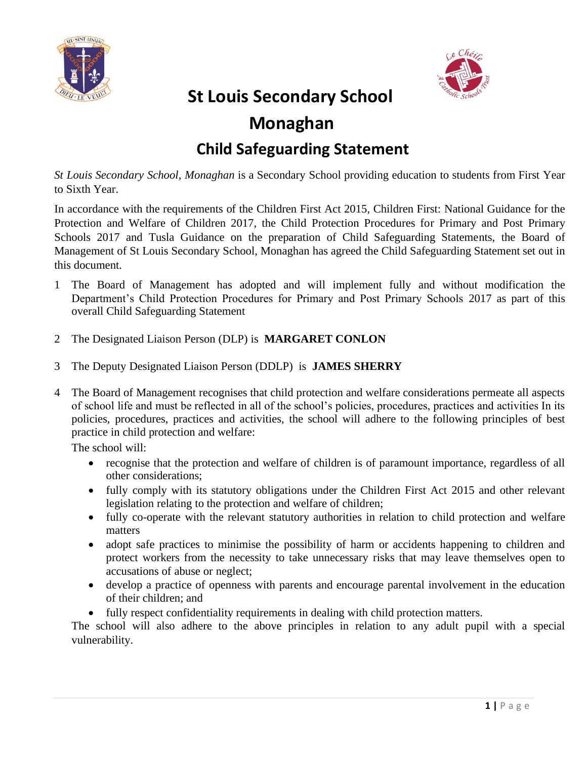# St Louis Secondary School Monaghan

## Child Safeguarding Statement

*St Louis Secondary School, Monaghan* is a Secondary School providing education to students from First Year to Sixth Year.

In accordance with the requirements of the Children First Act 2015, Children First: National Guidance for the Protection and Welfare of Children 2017, the Child Protection Procedures for Primary and Post Primary Schools 2017 and Tusla Guidance on the preparation of Child Safeguarding Statements, the Board of Management of St Louis Secondary School, Monaghan has agreed the Child Safeguarding Statement set out in this document.

1. The Board of Management has adopted and will implement fully and without modification the Department's Child Protection Procedures for Primary and Post Primary Schools 2017 as part of this overall Child Safeguarding Statement

2. The Designated Liaison Person (DLP) is **MARGARET CONLON**

3. The Deputy Designated Liaison Person (DDLP) is **JAMES SHERRY**

4. The Board of Management recognises that child protection and welfare considerations permeate all aspects of school life and must be reflected in all of the school's policies, procedures, practices and activities In its policies, procedures, practices and activities, the school will adhere to the following principles of best practice in child protection and welfare:

   The school will:

   - recognise that the protection and welfare of children is of paramount importance, regardless of all other considerations;
   - fully comply with its statutory obligations under the Children First Act 2015 and other relevant legislation relating to the protection and welfare of children;
   - fully co-operate with the relevant statutory authorities in relation to child protection and welfare matters
   - adopt safe practices to minimise the possibility of harm or accidents happening to children and protect workers from the necessity to take unnecessary risks that may leave themselves open to accusations of abuse or neglect;
   - develop a practice of openness with parents and encourage parental involvement in the education of their children; and
   - fully respect confidentiality requirements in dealing with child protection matters.

   The school will also adhere to the above principles in relation to any adult pupil with a special vulnerability.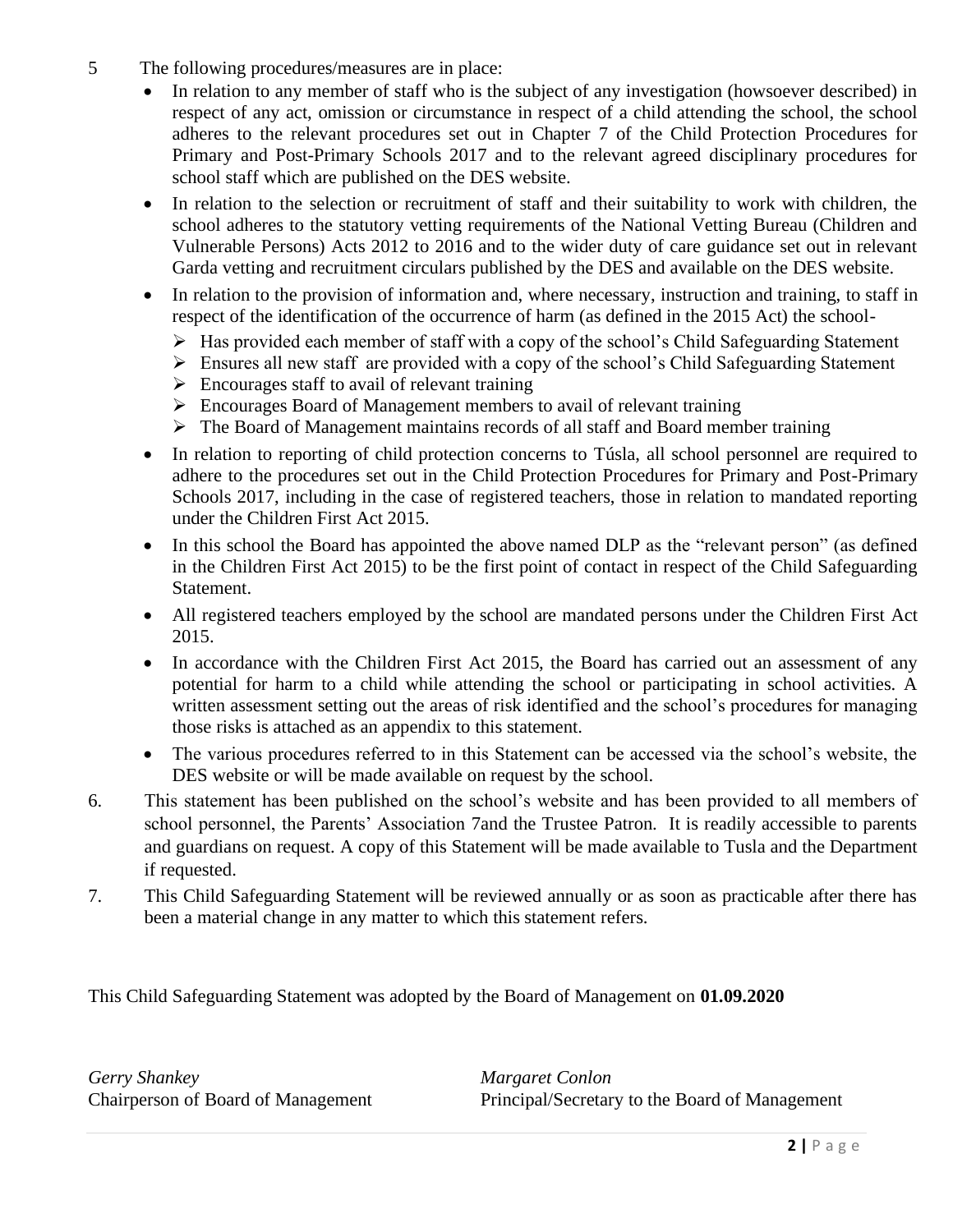5 The following procedures/measures are in place:

- In relation to any member of staff who is the subject of any investigation (howsoever described) in respect of any act, omission or circumstance in respect of a child attending the school, the school adheres to the relevant procedures set out in Chapter 7 of the Child Protection Procedures for Primary and Post-Primary Schools 2017 and to the relevant agreed disciplinary procedures for school staff which are published on the DES website.
- In relation to the selection or recruitment of staff and their suitability to work with children, the school adheres to the statutory vetting requirements of the National Vetting Bureau (Children and Vulnerable Persons) Acts 2012 to 2016 and to the wider duty of care guidance set out in relevant Garda vetting and recruitment circulars published by the DES and available on the DES website.
- In relation to the provision of information and, where necessary, instruction and training, to staff in respect of the identification of the occurrence of harm (as defined in the 2015 Act) the school-
  - Has provided each member of staff with a copy of the school's Child Safeguarding Statement
  - Ensures all new staff are provided with a copy of the school's Child Safeguarding Statement
  - Encourages staff to avail of relevant training
  - Encourages Board of Management members to avail of relevant training
  - The Board of Management maintains records of all staff and Board member training
- In relation to reporting of child protection concerns to Túsla, all school personnel are required to adhere to the procedures set out in the Child Protection Procedures for Primary and Post-Primary Schools 2017, including in the case of registered teachers, those in relation to mandated reporting under the Children First Act 2015.
- In this school the Board has appointed the above named DLP as the "relevant person" (as defined in the Children First Act 2015) to be the first point of contact in respect of the Child Safeguarding Statement.
- All registered teachers employed by the school are mandated persons under the Children First Act 2015.
- In accordance with the Children First Act 2015, the Board has carried out an assessment of any potential for harm to a child while attending the school or participating in school activities. A written assessment setting out the areas of risk identified and the school's procedures for managing those risks is attached as an appendix to this statement.
- The various procedures referred to in this Statement can be accessed via the school's website, the DES website or will be made available on request by the school.

6. This statement has been published on the school's website and has been provided to all members of school personnel, the Parents' Association 7and the Trustee Patron. It is readily accessible to parents and guardians on request. A copy of this Statement will be made available to Tusla and the Department if requested.

7. This Child Safeguarding Statement will be reviewed annually or as soon as practicable after there has been a material change in any matter to which this statement refers.

This Child Safeguarding Statement was adopted by the Board of Management on **01.09.2020**

*Gerry Shankey*
Chairperson of Board of Management

*Margaret Conlon*
Principal/Secretary to the Board of Management